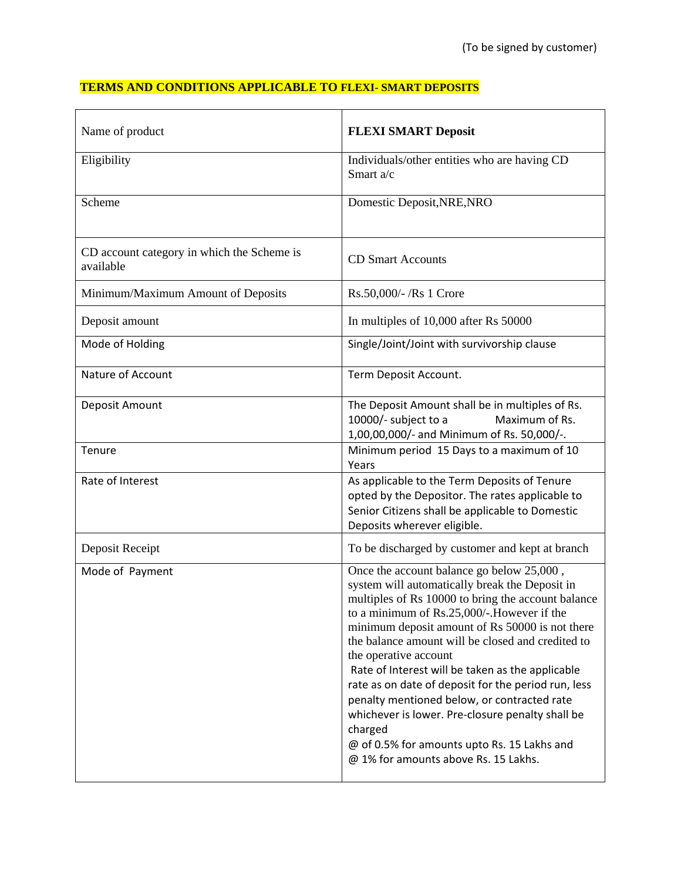(To be signed by customer)

## TERMS AND CONDITIONS APPLICABLE TO FLEXI- SMART DEPOSITS

| Name of product | **FLEXI SMART Deposit** |
|---|---|
| Eligibility | Individuals/other entities who are having CD Smart a/c |
| Scheme | Domestic Deposit,NRE,NRO |
| CD account category in which the Scheme is available | CD Smart Accounts |
| Minimum/Maximum Amount of Deposits | Rs.50,000/- /Rs 1 Crore |
| Deposit amount | In multiples of 10,000 after Rs 50000 |
| Mode of Holding | Single/Joint/Joint with survivorship clause |
| Nature of Account | Term Deposit Account. |
| Deposit Amount | The Deposit Amount shall be in multiples of Rs. 10000/- subject to a Maximum of Rs. 1,00,00,000/- and Minimum of Rs. 50,000/-. |
| Tenure | Minimum period 15 Days to a maximum of 10 Years |
| Rate of Interest | As applicable to the Term Deposits of Tenure opted by the Depositor. The rates applicable to Senior Citizens shall be applicable to Domestic Deposits wherever eligible. |
| Deposit Receipt | To be discharged by customer and kept at branch |
| Mode of Payment | Once the account balance go below 25,000 , system will automatically break the Deposit in multiples of Rs 10000 to bring the account balance to a minimum of Rs.25,000/-.However if the minimum deposit amount of Rs 50000 is not there the balance amount will be closed and credited to the operative account<br>Rate of Interest will be taken as the applicable rate as on date of deposit for the period run, less penalty mentioned below, or contracted rate whichever is lower. Pre-closure penalty shall be charged<br>@ of 0.5% for amounts upto Rs. 15 Lakhs and<br>@ 1% for amounts above Rs. 15 Lakhs. |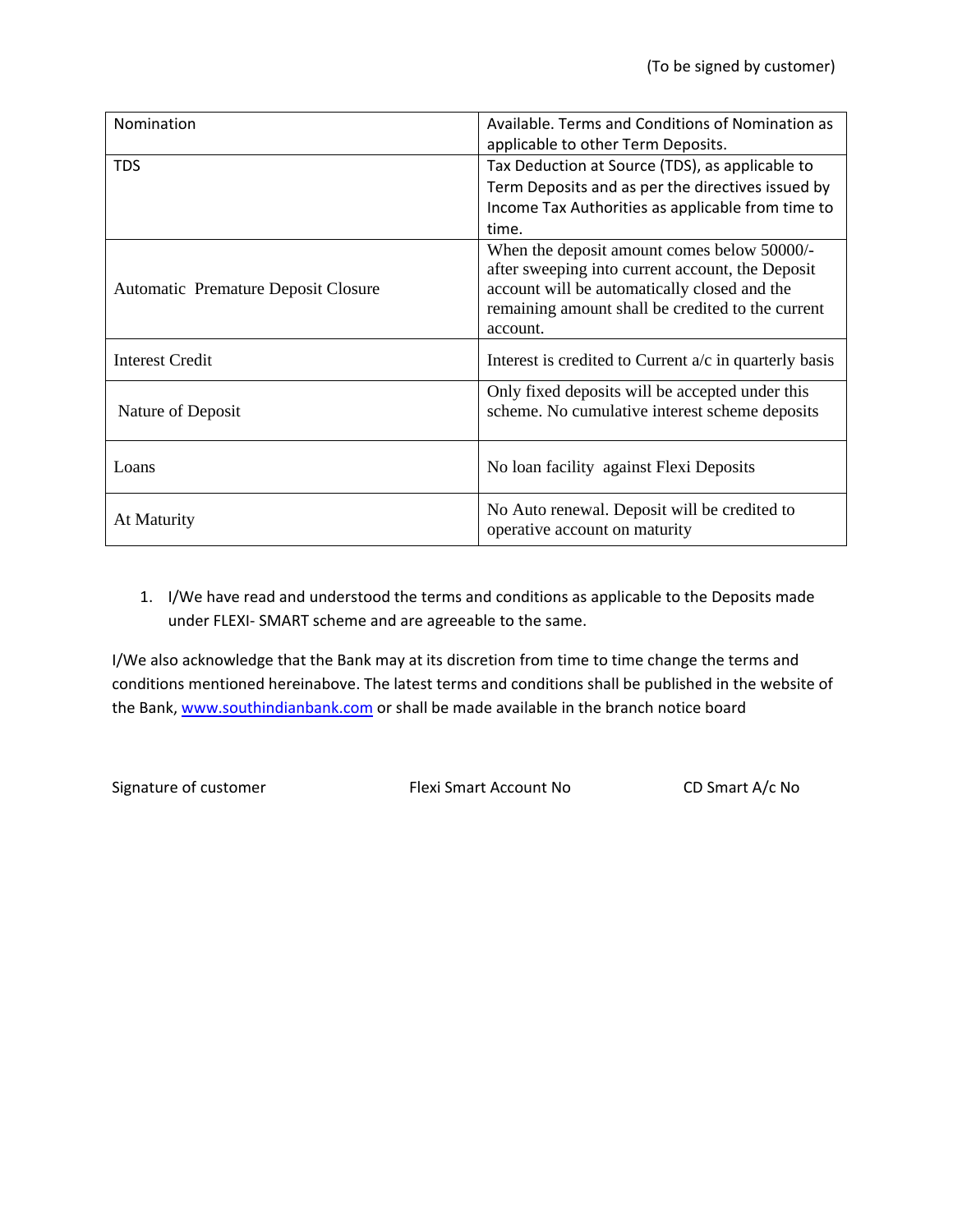(To be signed by customer)

| | |
|---|---|
| Nomination | Available. Terms and Conditions of Nomination as applicable to other Term Deposits. |
| TDS | Tax Deduction at Source (TDS), as applicable to Term Deposits and as per the directives issued by Income Tax Authorities as applicable from time to time. |
| Automatic Premature Deposit Closure | When the deposit amount comes below 50000/- after sweeping into current account, the Deposit account will be automatically closed and the remaining amount shall be credited to the current account. |
| Interest Credit | Interest is credited to Current a/c in quarterly basis |
| Nature of Deposit | Only fixed deposits will be accepted under this scheme. No cumulative interest scheme deposits |
| Loans | No loan facility against Flexi Deposits |
| At Maturity | No Auto renewal. Deposit will be credited to operative account on maturity |

1. I/We have read and understood the terms and conditions as applicable to the Deposits made under FLEXI- SMART scheme and are agreeable to the same.

I/We also acknowledge that the Bank may at its discretion from time to time change the terms and conditions mentioned hereinabove. The latest terms and conditions shall be published in the website of the Bank, www.southindianbank.com or shall be made available in the branch notice board

Signature of customer    Flexi Smart Account No    CD Smart A/c No